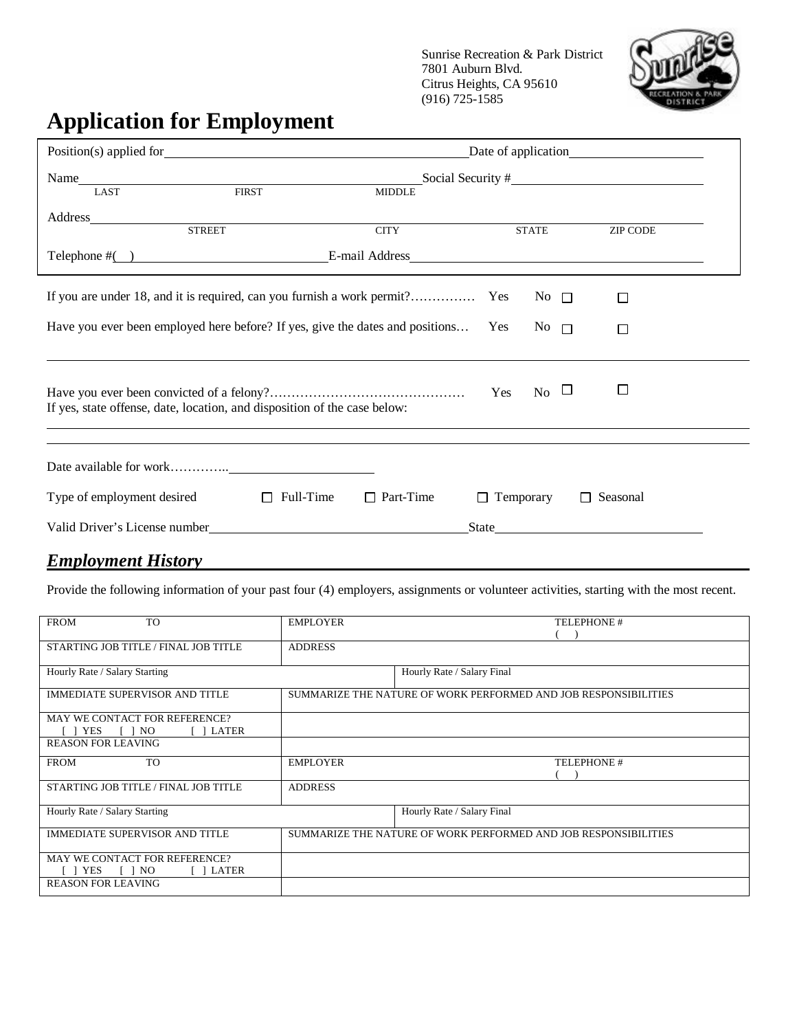Sunrise Recreation & Park District
7801 Auburn Blvd.
Citrus Heights, CA 95610
(916) 725-1585

# Application for Employment

Position(s) applied for ____________________ Date of application ____________________

Name ____________________ Social Security # ____________________
LAST FIRST MIDDLE

Address ____________________
STREET CITY STATE ZIP CODE

Telephone #( ) ____________________ E-mail Address ____________________

If you are under 18, and it is required, can you furnish a work permit?…………… Yes ☐ No ☐

Have you ever been employed here before? If yes, give the dates and positions… Yes ☐ No ☐

______________________________________________________________________

Have you ever been convicted of a felony?……………………………………… Yes ☐ No ☐
If yes, state offense, date, location, and disposition of the case below:

______________________________________________________________________

______________________________________________________________________

Date available for work…………..____________________

Type of employment desired ☐ Full-Time ☐ Part-Time ☐ Temporary ☐ Seasonal

Valid Driver's License number ____________________ State ____________________

## *Employment History*

Provide the following information of your past four (4) employers, assignments or volunteer activities, starting with the most recent.

| | | |
|---|---|---|
| FROM TO | EMPLOYER | TELEPHONE # ( ) |
| STARTING JOB TITLE / FINAL JOB TITLE | ADDRESS | |
| Hourly Rate / Salary Starting | | Hourly Rate / Salary Final |
| IMMEDIATE SUPERVISOR AND TITLE | SUMMARIZE THE NATURE OF WORK PERFORMED AND JOB RESPONSIBILITIES | |
| MAY WE CONTACT FOR REFERENCE? [ ] YES [ ] NO [ ] LATER | | |
| REASON FOR LEAVING | | |
| FROM TO | EMPLOYER | TELEPHONE # ( ) |
| STARTING JOB TITLE / FINAL JOB TITLE | ADDRESS | |
| Hourly Rate / Salary Starting | | Hourly Rate / Salary Final |
| IMMEDIATE SUPERVISOR AND TITLE | SUMMARIZE THE NATURE OF WORK PERFORMED AND JOB RESPONSIBILITIES | |
| MAY WE CONTACT FOR REFERENCE? [ ] YES [ ] NO [ ] LATER | | |
| REASON FOR LEAVING | | |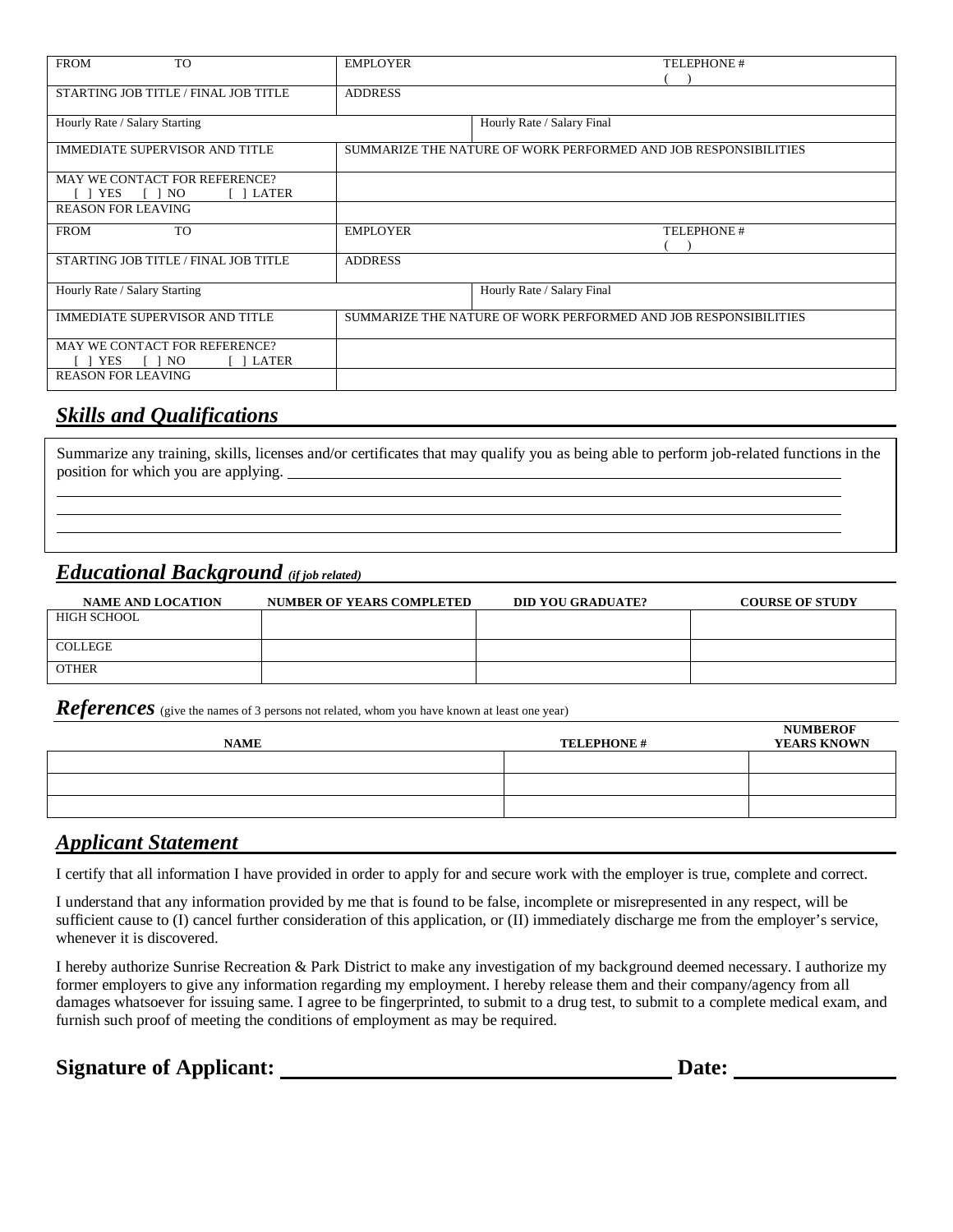| FROM TO | EMPLOYER | | TELEPHONE # ( ) |
|---|---|---|---|
| STARTING JOB TITLE / FINAL JOB TITLE | ADDRESS | | |
| Hourly Rate / Salary Starting | | Hourly Rate / Salary Final | |
| IMMEDIATE SUPERVISOR AND TITLE | SUMMARIZE THE NATURE OF WORK PERFORMED AND JOB RESPONSIBILITIES | | |
| MAY WE CONTACT FOR REFERENCE? [ ] YES [ ] NO [ ] LATER | | | |
| REASON FOR LEAVING | | | |
| FROM TO | EMPLOYER | | TELEPHONE # ( ) |
| STARTING JOB TITLE / FINAL JOB TITLE | ADDRESS | | |
| Hourly Rate / Salary Starting | | Hourly Rate / Salary Final | |
| IMMEDIATE SUPERVISOR AND TITLE | SUMMARIZE THE NATURE OF WORK PERFORMED AND JOB RESPONSIBILITIES | | |
| MAY WE CONTACT FOR REFERENCE? [ ] YES [ ] NO [ ] LATER | | | |
| REASON FOR LEAVING | | | |

## *Skills and Qualifications*

Summarize any training, skills, licenses and/or certificates that may qualify you as being able to perform job-related functions in the position for which you are applying. ______________________________________________

______________________________________________

______________________________________________

______________________________________________

## *Educational Background* *(if job related)*

| NAME AND LOCATION | NUMBER OF YEARS COMPLETED | DID YOU GRADUATE? | COURSE OF STUDY |
|---|---|---|---|
| HIGH SCHOOL | | | |
| COLLEGE | | | |
| OTHER | | | |

## *References* (give the names of 3 persons not related, whom you have known at least one year)

| NAME | TELEPHONE # | NUMBEROF YEARS KNOWN |
|---|---|---|
| | | |
| | | |
| | | |

## *Applicant Statement*

I certify that all information I have provided in order to apply for and secure work with the employer is true, complete and correct.

I understand that any information provided by me that is found to be false, incomplete or misrepresented in any respect, will be sufficient cause to (I) cancel further consideration of this application, or (II) immediately discharge me from the employer's service, whenever it is discovered.

I hereby authorize Sunrise Recreation & Park District to make any investigation of my background deemed necessary. I authorize my former employers to give any information regarding my employment. I hereby release them and their company/agency from all damages whatsoever for issuing same. I agree to be fingerprinted, to submit to a drug test, to submit to a complete medical exam, and furnish such proof of meeting the conditions of employment as may be required.

**Signature of Applicant: ______________________________ Date: ______________**